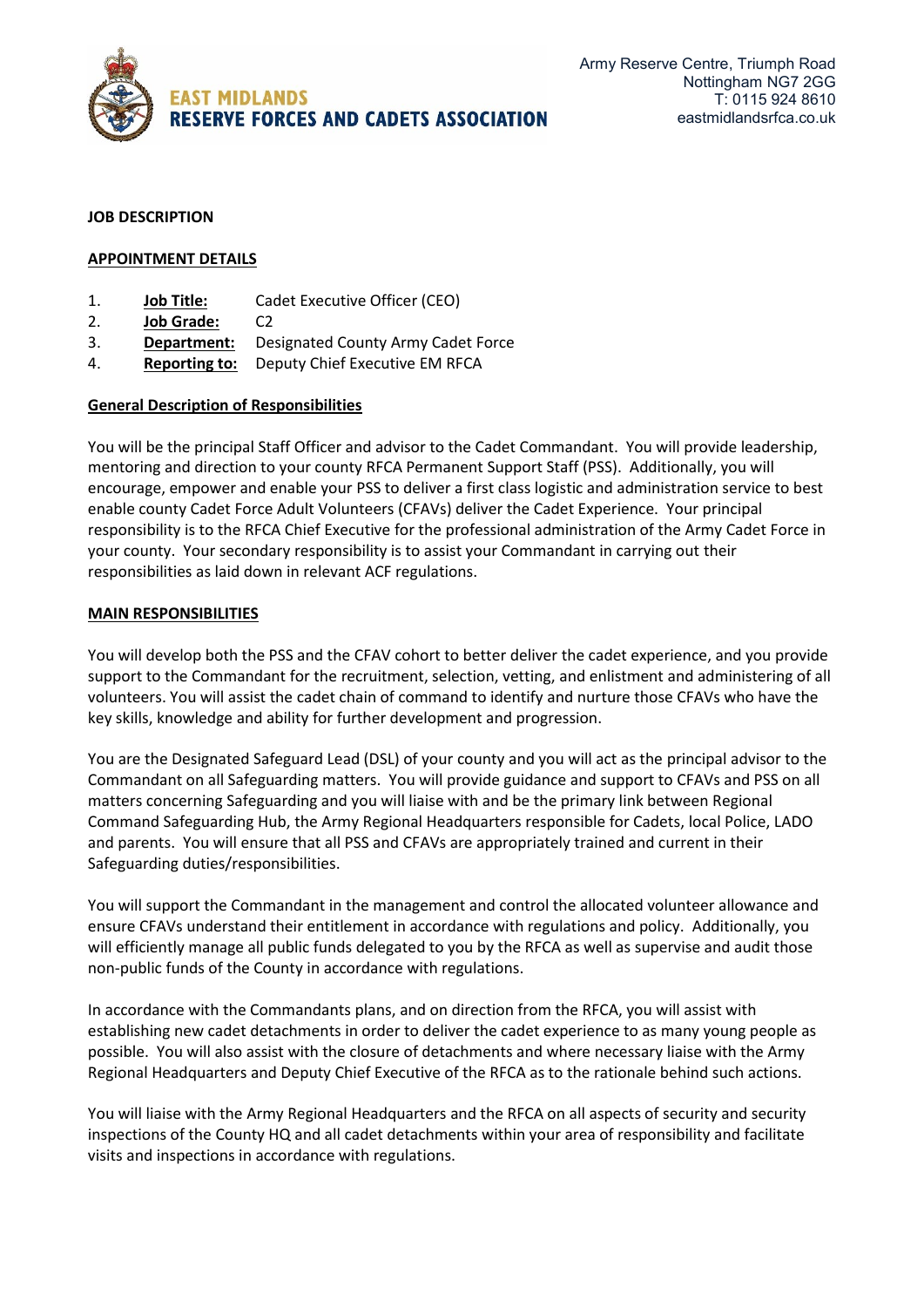**EAST MIDLANDS**
**RESERVE FORCES AND CADETS ASSOCIATION**

Army Reserve Centre, Triumph Road
Nottingham NG7 2GG
T: 0115 924 8610
eastmidlandsrfca.co.uk

**JOB DESCRIPTION**

**APPOINTMENT DETAILS**

1. **Job Title:** Cadet Executive Officer (CEO)
2. **Job Grade:** C2
3. **Department:** Designated County Army Cadet Force
4. **Reporting to:** Deputy Chief Executive EM RFCA

**General Description of Responsibilities**

You will be the principal Staff Officer and advisor to the Cadet Commandant. You will provide leadership, mentoring and direction to your county RFCA Permanent Support Staff (PSS). Additionally, you will encourage, empower and enable your PSS to deliver a first class logistic and administration service to best enable county Cadet Force Adult Volunteers (CFAVs) deliver the Cadet Experience. Your principal responsibility is to the RFCA Chief Executive for the professional administration of the Army Cadet Force in your county. Your secondary responsibility is to assist your Commandant in carrying out their responsibilities as laid down in relevant ACF regulations.

**MAIN RESPONSIBILITIES**

You will develop both the PSS and the CFAV cohort to better deliver the cadet experience, and you provide support to the Commandant for the recruitment, selection, vetting, and enlistment and administering of all volunteers. You will assist the cadet chain of command to identify and nurture those CFAVs who have the key skills, knowledge and ability for further development and progression.

You are the Designated Safeguard Lead (DSL) of your county and you will act as the principal advisor to the Commandant on all Safeguarding matters. You will provide guidance and support to CFAVs and PSS on all matters concerning Safeguarding and you will liaise with and be the primary link between Regional Command Safeguarding Hub, the Army Regional Headquarters responsible for Cadets, local Police, LADO and parents. You will ensure that all PSS and CFAVs are appropriately trained and current in their Safeguarding duties/responsibilities.

You will support the Commandant in the management and control the allocated volunteer allowance and ensure CFAVs understand their entitlement in accordance with regulations and policy. Additionally, you will efficiently manage all public funds delegated to you by the RFCA as well as supervise and audit those non-public funds of the County in accordance with regulations.

In accordance with the Commandants plans, and on direction from the RFCA, you will assist with establishing new cadet detachments in order to deliver the cadet experience to as many young people as possible. You will also assist with the closure of detachments and where necessary liaise with the Army Regional Headquarters and Deputy Chief Executive of the RFCA as to the rationale behind such actions.

You will liaise with the Army Regional Headquarters and the RFCA on all aspects of security and security inspections of the County HQ and all cadet detachments within your area of responsibility and facilitate visits and inspections in accordance with regulations.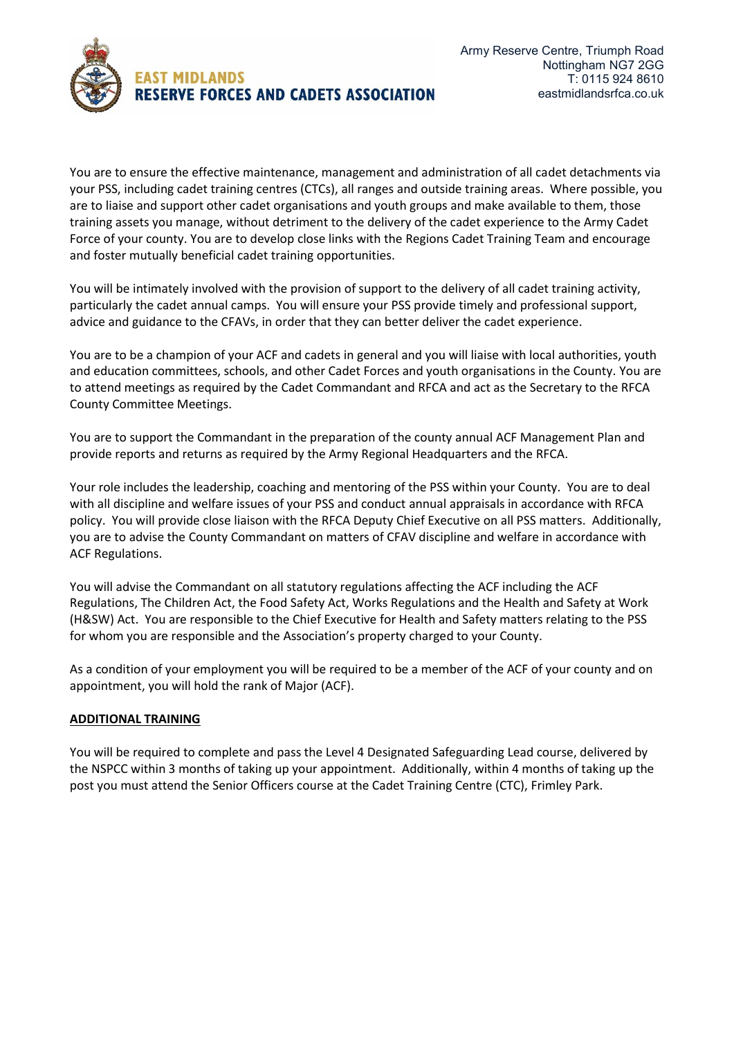You are to ensure the effective maintenance, management and administration of all cadet detachments via your PSS, including cadet training centres (CTCs), all ranges and outside training areas. Where possible, you are to liaise and support other cadet organisations and youth groups and make available to them, those training assets you manage, without detriment to the delivery of the cadet experience to the Army Cadet Force of your county. You are to develop close links with the Regions Cadet Training Team and encourage and foster mutually beneficial cadet training opportunities.

You will be intimately involved with the provision of support to the delivery of all cadet training activity, particularly the cadet annual camps. You will ensure your PSS provide timely and professional support, advice and guidance to the CFAVs, in order that they can better deliver the cadet experience.

You are to be a champion of your ACF and cadets in general and you will liaise with local authorities, youth and education committees, schools, and other Cadet Forces and youth organisations in the County. You are to attend meetings as required by the Cadet Commandant and RFCA and act as the Secretary to the RFCA County Committee Meetings.

You are to support the Commandant in the preparation of the county annual ACF Management Plan and provide reports and returns as required by the Army Regional Headquarters and the RFCA.

Your role includes the leadership, coaching and mentoring of the PSS within your County. You are to deal with all discipline and welfare issues of your PSS and conduct annual appraisals in accordance with RFCA policy. You will provide close liaison with the RFCA Deputy Chief Executive on all PSS matters. Additionally, you are to advise the County Commandant on matters of CFAV discipline and welfare in accordance with ACF Regulations.

You will advise the Commandant on all statutory regulations affecting the ACF including the ACF Regulations, The Children Act, the Food Safety Act, Works Regulations and the Health and Safety at Work (H&SW) Act. You are responsible to the Chief Executive for Health and Safety matters relating to the PSS for whom you are responsible and the Association's property charged to your County.

As a condition of your employment you will be required to be a member of the ACF of your county and on appointment, you will hold the rank of Major (ACF).

**ADDITIONAL TRAINING**

You will be required to complete and pass the Level 4 Designated Safeguarding Lead course, delivered by the NSPCC within 3 months of taking up your appointment. Additionally, within 4 months of taking up the post you must attend the Senior Officers course at the Cadet Training Centre (CTC), Frimley Park.